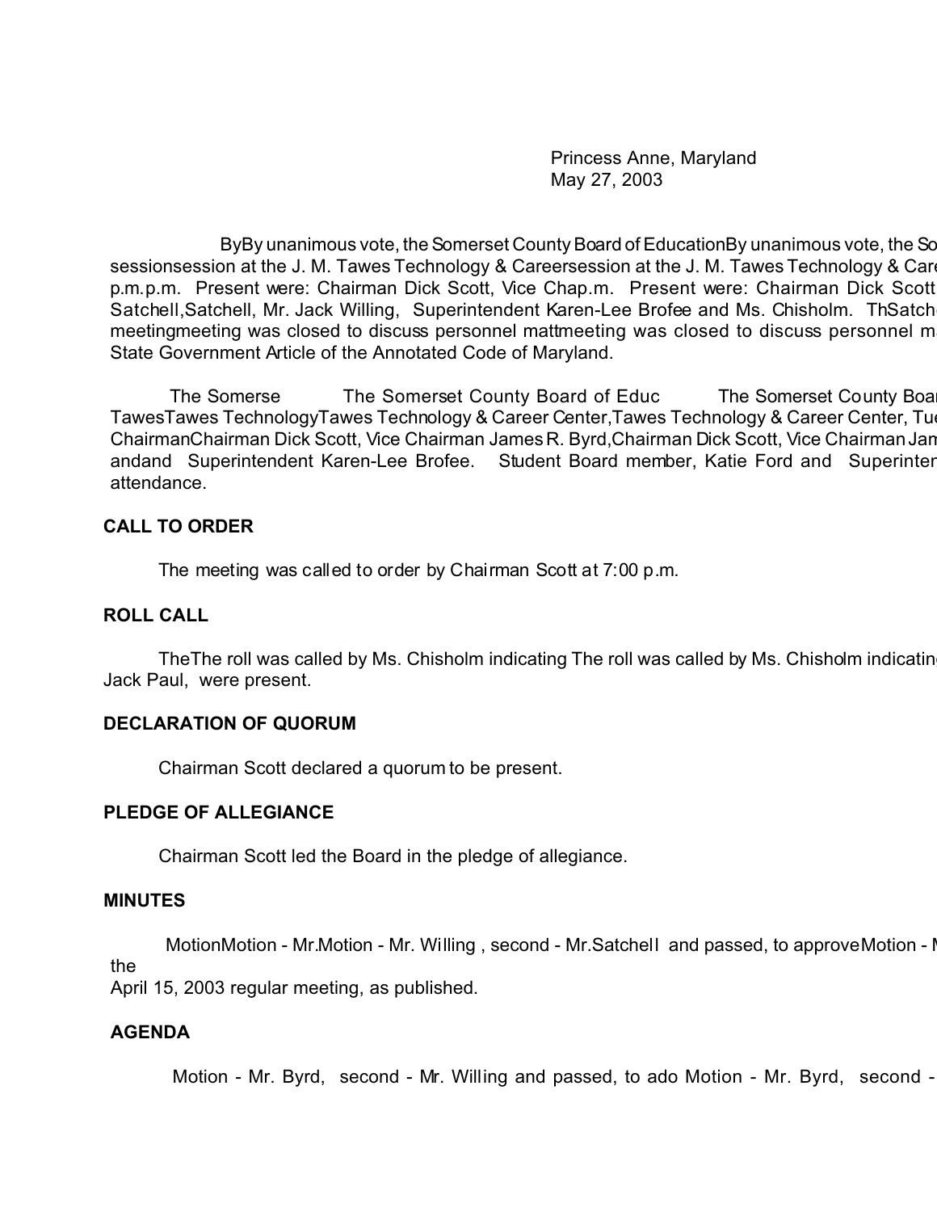Princess Anne, Maryland
May 27, 2003

ByBy unanimous vote, the Somerset County Board of EducationBy unanimous vote, the So sessionsession at the J. M. Tawes Technology & Careersession at the J. M. Tawes Technology & Care p.m.p.m. Present were: Chairman Dick Scott, Vice Chap.m. Present were: Chairman Dick Scott Satchell,Satchell, Mr. Jack Willing, Superintendent Karen-Lee Brofee and Ms. Chisholm. ThSatch meetingmeeting was closed to discuss personnel mattmeeting was closed to discuss personnel m State Government Article of the Annotated Code of Maryland.

The Somerse The Somerset County Board of Educ The Somerset County Boar TawesTawes TechnologyTawes Technology & Career Center,Tawes Technology & Career Center, Tu ChairmanChairman Dick Scott, Vice Chairman James R. Byrd,Chairman Dick Scott, Vice Chairman Jam andand Superintendent Karen-Lee Brofee. Student Board member, Katie Ford and Superinter attendance.

**CALL TO ORDER**

The meeting was called to order by Chairman Scott at 7:00 p.m.

**ROLL CALL**

TheThe roll was called by Ms. Chisholm indicating The roll was called by Ms. Chisholm indicatin Jack Paul, were present.

**DECLARATION OF QUORUM**

Chairman Scott declared a quorum to be present.

**PLEDGE OF ALLEGIANCE**

Chairman Scott led the Board in the pledge of allegiance.

**MINUTES**

MotionMotion - Mr.Motion - Mr. Willing , second - Mr.Satchell and passed, to approveMotion - M the April 15, 2003 regular meeting, as published.

**AGENDA**

Motion - Mr. Byrd, second - Mr. Willing and passed, to ado Motion - Mr. Byrd, second -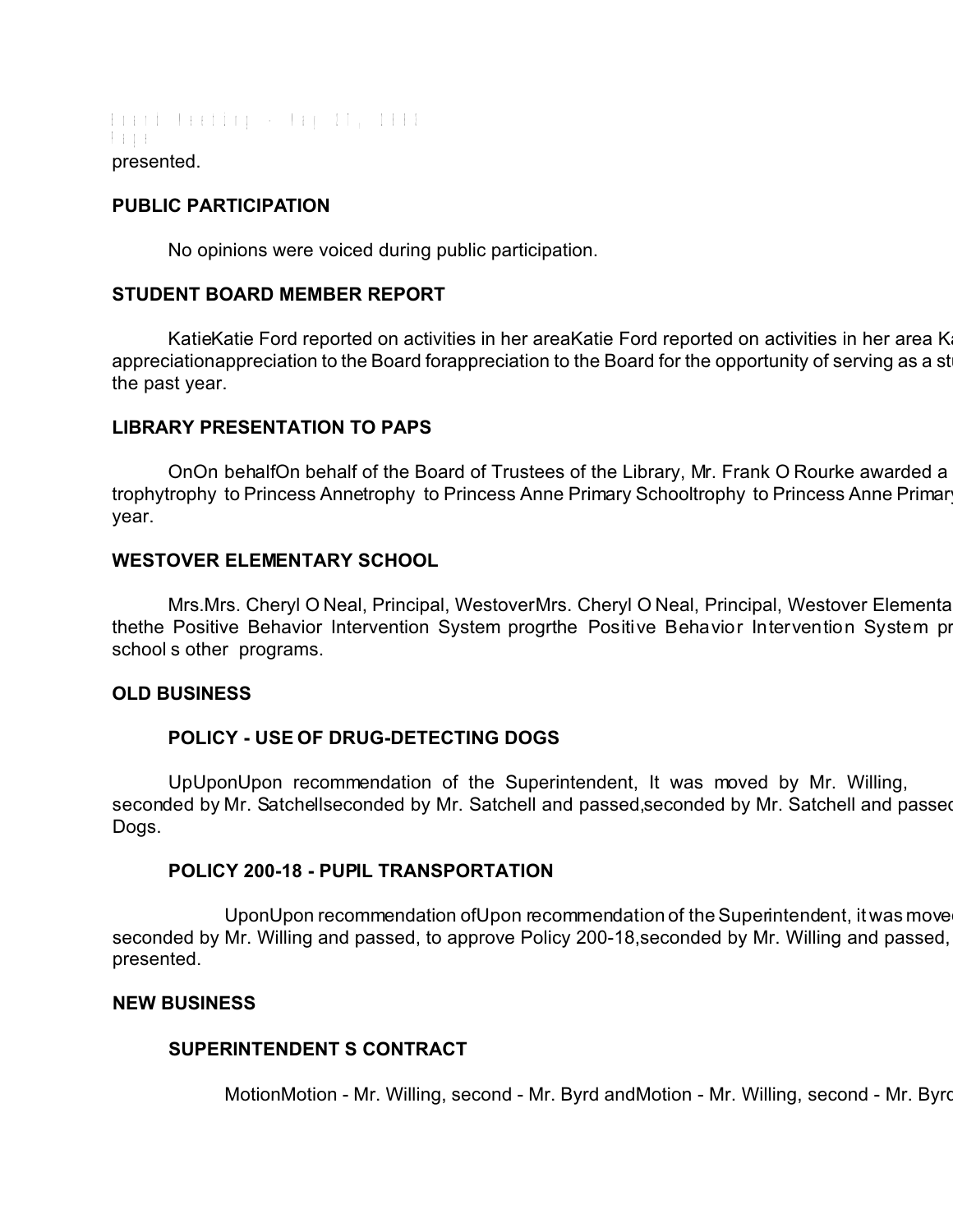presented.

**PUBLIC PARTICIPATION**

No opinions were voiced during public participation.

**STUDENT BOARD MEMBER REPORT**

KatieKatie Ford reported on activities in her areaKatie Ford reported on activities in her area Ka appreciationappreciation to the Board forappreciation to the Board for the opportunity of serving as a st the past year.

**LIBRARY PRESENTATION TO PAPS**

OnOn behalfOn behalf of the Board of Trustees of the Library, Mr. Frank O Rourke awarded a trophytrophy to Princess Annetrophy to Princess Anne Primary Schooltrophy to Princess Anne Primary year.

**WESTOVER ELEMENTARY SCHOOL**

Mrs.Mrs. Cheryl O Neal, Principal, WestoverMrs. Cheryl O Neal, Principal, Westover Elementa thethe Positive Behavior Intervention System progrthe Positive Behavior Intervention System pr school s other programs.

**OLD BUSINESS**

**POLICY - USE OF DRUG-DETECTING DOGS**

UpUponUpon recommendation of the Superintendent, It was moved by Mr. Willing, seconded by Mr. Satchellseconded by Mr. Satchell and passed,seconded by Mr. Satchell and passed Dogs.

**POLICY 200-18 - PUPIL TRANSPORTATION**

UponUpon recommendation ofUpon recommendation of the Superintendent, it was moved seconded by Mr. Willing and passed, to approve Policy 200-18,seconded by Mr. Willing and passed, presented.

**NEW BUSINESS**

**SUPERINTENDENT S CONTRACT**

MotionMotion - Mr. Willing, second - Mr. Byrd andMotion - Mr. Willing, second - Mr. Byrd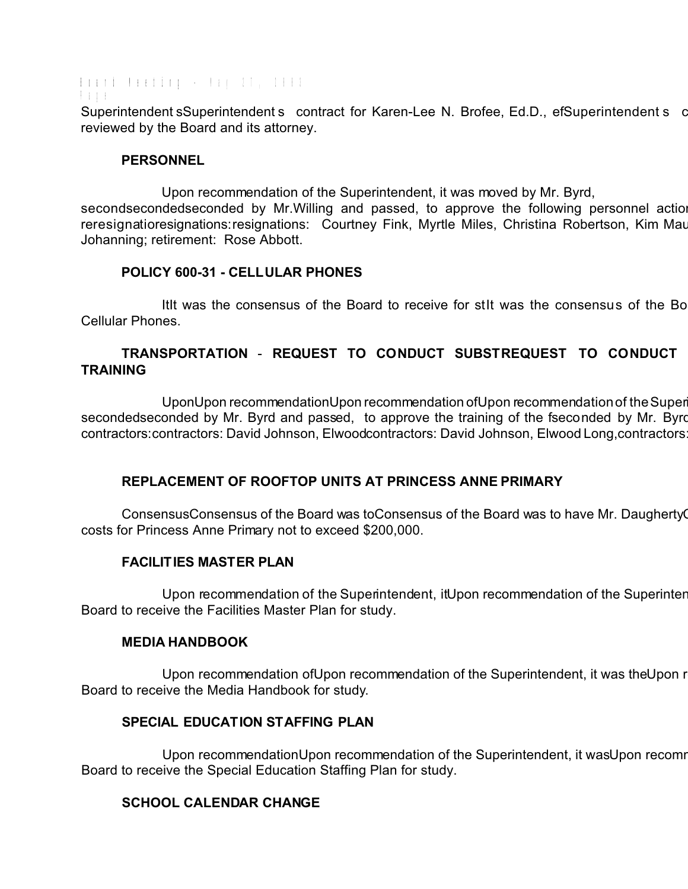Superintendent sSuperintendent s contract for Karen-Lee N. Brofee, Ed.D., efSuperintendent s c reviewed by the Board and its attorney.

**PERSONNEL**

Upon recommendation of the Superintendent, it was moved by Mr. Byrd, secondsecondedseconded by Mr.Willing and passed, to approve the following personnel actior reresignatioresignations:resignations: Courtney Fink, Myrtle Miles, Christina Robertson, Kim Mau Johanning; retirement: Rose Abbott.

**POLICY 600-31 - CELLULAR PHONES**

ItIt was the consensus of the Board to receive for stIt was the consensus of the Bo Cellular Phones.

**TRANSPORTATION - REQUEST TO CONDUCT SUBSTREQUEST TO CONDUCT TRAINING**

UponUpon recommendationUpon recommendation ofUpon recommendation of the Superi secondedseconded by Mr. Byrd and passed, to approve the training of the fseconded by Mr. Byrd contractors:contractors: David Johnson, Elwoodcontractors: David Johnson, Elwood Long,contractors:

**REPLACEMENT OF ROOFTOP UNITS AT PRINCESS ANNE PRIMARY**

ConsensusConsensus of the Board was toConsensus of the Board was to have Mr. Daugherty( costs for Princess Anne Primary not to exceed $200,000.

**FACILITIES MASTER PLAN**

Upon recommendation of the Superintendent, itUpon recommendation of the Superinten Board to receive the Facilities Master Plan for study.

**MEDIA HANDBOOK**

Upon recommendation ofUpon recommendation of the Superintendent, it was theUpon r Board to receive the Media Handbook for study.

**SPECIAL EDUCATION STAFFING PLAN**

Upon recommendationUpon recommendation of the Superintendent, it wasUpon recomm Board to receive the Special Education Staffing Plan for study.

**SCHOOL CALENDAR CHANGE**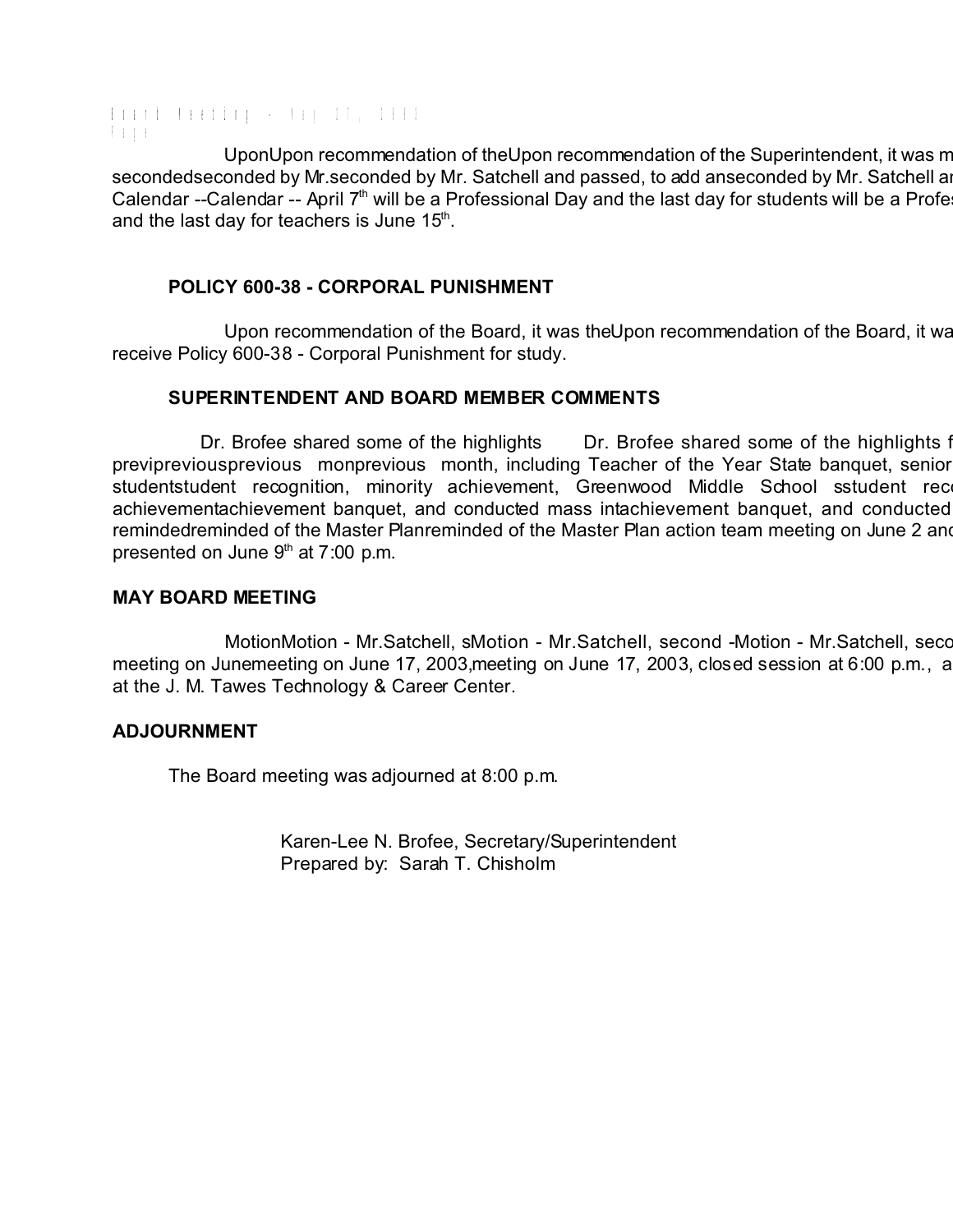UponUpon recommendation of theUpon recommendation of the Superintendent, it was m secondedseconded by Mr.seconded by Mr. Satchell and passed, to add anseconded by Mr. Satchell ar Calendar --Calendar -- April 7th will be a Professional Day and the last day for students will be a Profes and the last day for teachers is June 15th.

**POLICY 600-38 - CORPORAL PUNISHMENT**

Upon recommendation of the Board, it was theUpon recommendation of the Board, it wa receive Policy 600-38 - Corporal Punishment for study.

**SUPERINTENDENT AND BOARD MEMBER COMMENTS**

Dr. Brofee shared some of the highlights Dr. Brofee shared some of the highlights f previpreviousprevious monprevious month, including Teacher of the Year State banquet, senior studentstudent recognition, minority achievement, Greenwood Middle School sstudent reco achievementachievement banquet, and conducted mass intachievement banquet, and conducted remindedreminded of the Master Planreminded of the Master Plan action team meeting on June 2 and presented on June 9th at 7:00 p.m.

**MAY BOARD MEETING**

MotionMotion - Mr.Satchell, sMotion - Mr.Satchell, second -Motion - Mr.Satchell, seco meeting on Junemeeting on June 17, 2003,meeting on June 17, 2003, closed session at 6:00 p.m., a at the J. M. Tawes Technology & Career Center.

**ADJOURNMENT**

The Board meeting was adjourned at 8:00 p.m.

Karen-Lee N. Brofee, Secretary/Superintendent
Prepared by: Sarah T. Chisholm